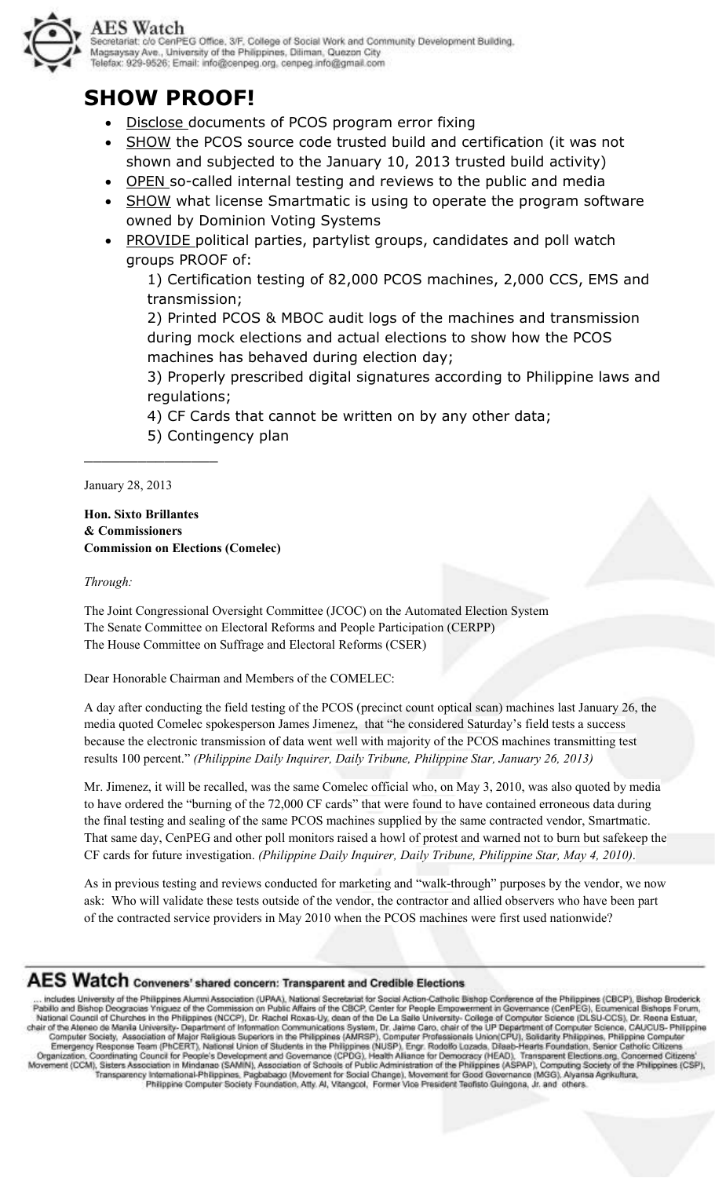**AES Watch**
Secretariat: c/o CenPEG Office, 3/F, College of Social Work and Community Development Building, Magsaysay Ave., University of the Philippines, Diliman, Quezon City
Telefax: 929-9526; Email: info@cenpeg.org, cenpeg.info@gmail.com

# SHOW PROOF!

- Disclose documents of PCOS program error fixing
- SHOW the PCOS source code trusted build and certification (it was not shown and subjected to the January 10, 2013 trusted build activity)
- OPEN so-called internal testing and reviews to the public and media
- SHOW what license Smartmatic is using to operate the program software owned by Dominion Voting Systems
- PROVIDE political parties, partylist groups, candidates and poll watch groups PROOF of:
  1) Certification testing of 82,000 PCOS machines, 2,000 CCS, EMS and transmission;
  2) Printed PCOS & MBOC audit logs of the machines and transmission during mock elections and actual elections to show how the PCOS machines has behaved during election day;
  3) Properly prescribed digital signatures according to Philippine laws and regulations;
  4) CF Cards that cannot be written on by any other data;
  5) Contingency plan

---

January 28, 2013

**Hon. Sixto Brillantes**
**& Commissioners**
**Commission on Elections (Comelec)**

*Through:*

The Joint Congressional Oversight Committee (JCOC) on the Automated Election System
The Senate Committee on Electoral Reforms and People Participation (CERPP)
The House Committee on Suffrage and Electoral Reforms (CSER)

Dear Honorable Chairman and Members of the COMELEC:

A day after conducting the field testing of the PCOS (precinct count optical scan) machines last January 26, the media quoted Comelec spokesperson James Jimenez, that "he considered Saturday's field tests a success because the electronic transmission of data went well with majority of the PCOS machines transmitting test results 100 percent." *(Philippine Daily Inquirer, Daily Tribune, Philippine Star, January 26, 2013)*

Mr. Jimenez, it will be recalled, was the same Comelec official who, on May 3, 2010, was also quoted by media to have ordered the "burning of the 72,000 CF cards" that were found to have contained erroneous data during the final testing and sealing of the same PCOS machines supplied by the same contracted vendor, Smartmatic. That same day, CenPEG and other poll monitors raised a howl of protest and warned not to burn but safekeep the CF cards for future investigation. *(Philippine Daily Inquirer, Daily Tribune, Philippine Star, May 4, 2010)*.

As in previous testing and reviews conducted for marketing and "walk-through" purposes by the vendor, we now ask: Who will validate these tests outside of the vendor, the contractor and allied observers who have been part of the contracted service providers in May 2010 when the PCOS machines were first used nationwide?

---

**AES Watch Conveners' shared concern: Transparent and Credible Elections**

... includes University of the Philippines Alumni Association (UPAA), National Secretariat for Social Action-Catholic Bishop Conference of the Philippines (CBCP), Bishop Broderick Pabillo and Bishop Deogracias Yniguez of the Commission on Public Affairs of the CBCP, Center for People Empowerment in Governance (CenPEG), Ecumenical Bishops Forum, National Council of Churches in the Philippines (NCCP), Dr. Rachel Roxas-Uy, dean of the De La Salle University- College of Computer Science (DLSU-CCS), Dr. Reena Estuar, chair of the Ateneo de Manila University- Department of Information Communications System, Dr. Jaime Caro, chair of the UP Department of Computer Science, CAUCUS- Philippine Computer Society, Association of Major Religious Superiors in the Philippines (AMRSP), Computer Professionals Union(CPU), Solidarity Philippines, Philippine Computer Emergency Response Team (PhCERT), National Union of Students in the Philippines (NUSP), Engr. Rodolfo Lozada, Dilaab-Hearts Foundation, Senior Catholic Citizens Organization, Coordinating Council for People's Development and Governance (CPDG), Health Alliance for Democracy (HEAD), Transparent Elections.org, Concerned Citizens' Movement (CCM), Sisters Association in Mindanao (SAMIN), Association of Schools of Public Administration of the Philippines (ASPAP), Computing Society of the Philippines (CSP), Transparency International-Philippines, Pagbabago (Movement for Social Change), Movement for Good Governance (MGG), Alyansa Agrikultura, Philippine Computer Society Foundation, Atty. Al, Vitangcol, Former Vice President Teofisto Guingona, Jr. and others.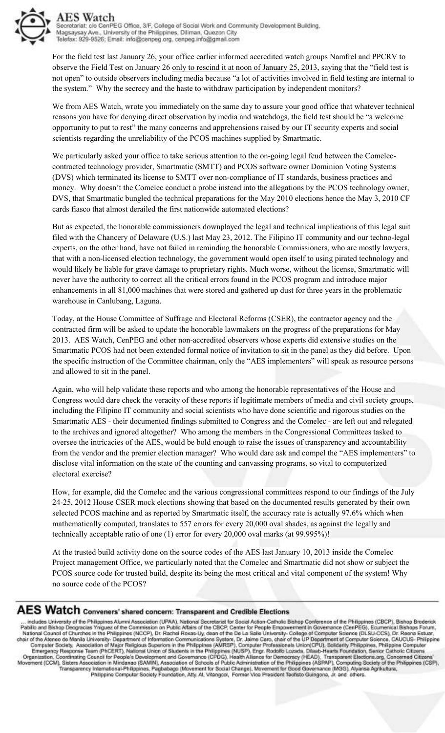For the field test last January 26, your office earlier informed accredited watch groups Namfrel and PPCRV to observe the Field Test on January 26 only to rescind it at noon of January 25, 2013, saying that the "field test is not open" to outside observers including media because "a lot of activities involved in field testing are internal to the system." Why the secrecy and the haste to withdraw participation by independent monitors?

We from AES Watch, wrote you immediately on the same day to assure your good office that whatever technical reasons you have for denying direct observation by media and watchdogs, the field test should be "a welcome opportunity to put to rest" the many concerns and apprehensions raised by our IT security experts and social scientists regarding the unreliability of the PCOS machines supplied by Smartmatic.

We particularly asked your office to take serious attention to the on-going legal feud between the Comelec-contracted technology provider, Smartmatic (SMTT) and PCOS software owner Dominion Voting Systems (DVS) which terminated its license to SMTT over non-compliance of IT standards, business practices and money. Why doesn't the Comelec conduct a probe instead into the allegations by the PCOS technology owner, DVS, that Smartmatic bungled the technical preparations for the May 2010 elections hence the May 3, 2010 CF cards fiasco that almost derailed the first nationwide automated elections?

But as expected, the honorable commissioners downplayed the legal and technical implications of this legal suit filed with the Chancery of Delaware (U.S.) last May 23, 2012. The Filipino IT community and our techno-legal experts, on the other hand, have not failed in reminding the honorable Commissioners, who are mostly lawyers, that with a non-licensed election technology, the government would open itself to using pirated technology and would likely be liable for grave damage to proprietary rights. Much worse, without the license, Smartmatic will never have the authority to correct all the critical errors found in the PCOS program and introduce major enhancements in all 81,000 machines that were stored and gathered up dust for three years in the problematic warehouse in Canlubang, Laguna.

Today, at the House Committee of Suffrage and Electoral Reforms (CSER), the contractor agency and the contracted firm will be asked to update the honorable lawmakers on the progress of the preparations for May 2013. AES Watch, CenPEG and other non-accredited observers whose experts did extensive studies on the Smartmatic PCOS had not been extended formal notice of invitation to sit in the panel as they did before. Upon the specific instruction of the Committee chairman, only the "AES implementers" will speak as resource persons and allowed to sit in the panel.

Again, who will help validate these reports and who among the honorable representatives of the House and Congress would dare check the veracity of these reports if legitimate members of media and civil society groups, including the Filipino IT community and social scientists who have done scientific and rigorous studies on the Smartmatic AES - their documented findings submitted to Congress and the Comelec - are left out and relegated to the archives and ignored altogether? Who among the members in the Congressional Committees tasked to oversee the intricacies of the AES, would be bold enough to raise the issues of transparency and accountability from the vendor and the premier election manager? Who would dare ask and compel the "AES implementers" to disclose vital information on the state of the counting and canvassing programs, so vital to computerized electoral exercise?

How, for example, did the Comelec and the various congressional committees respond to our findings of the July 24-25, 2012 House CSER mock elections showing that based on the documented results generated by their own selected PCOS machine and as reported by Smartmatic itself, the accuracy rate is actually 97.6% which when mathematically computed, translates to 557 errors for every 20,000 oval shades, as against the legally and technically acceptable ratio of one (1) error for every 20,000 oval marks (at 99.995%)!

At the trusted build activity done on the source codes of the AES last January 10, 2013 inside the Comelec Project management Office, we particularly noted that the Comelec and Smartmatic did not show or subject the PCOS source code for trusted build, despite its being the most critical and vital component of the system! Why no source code of the PCOS?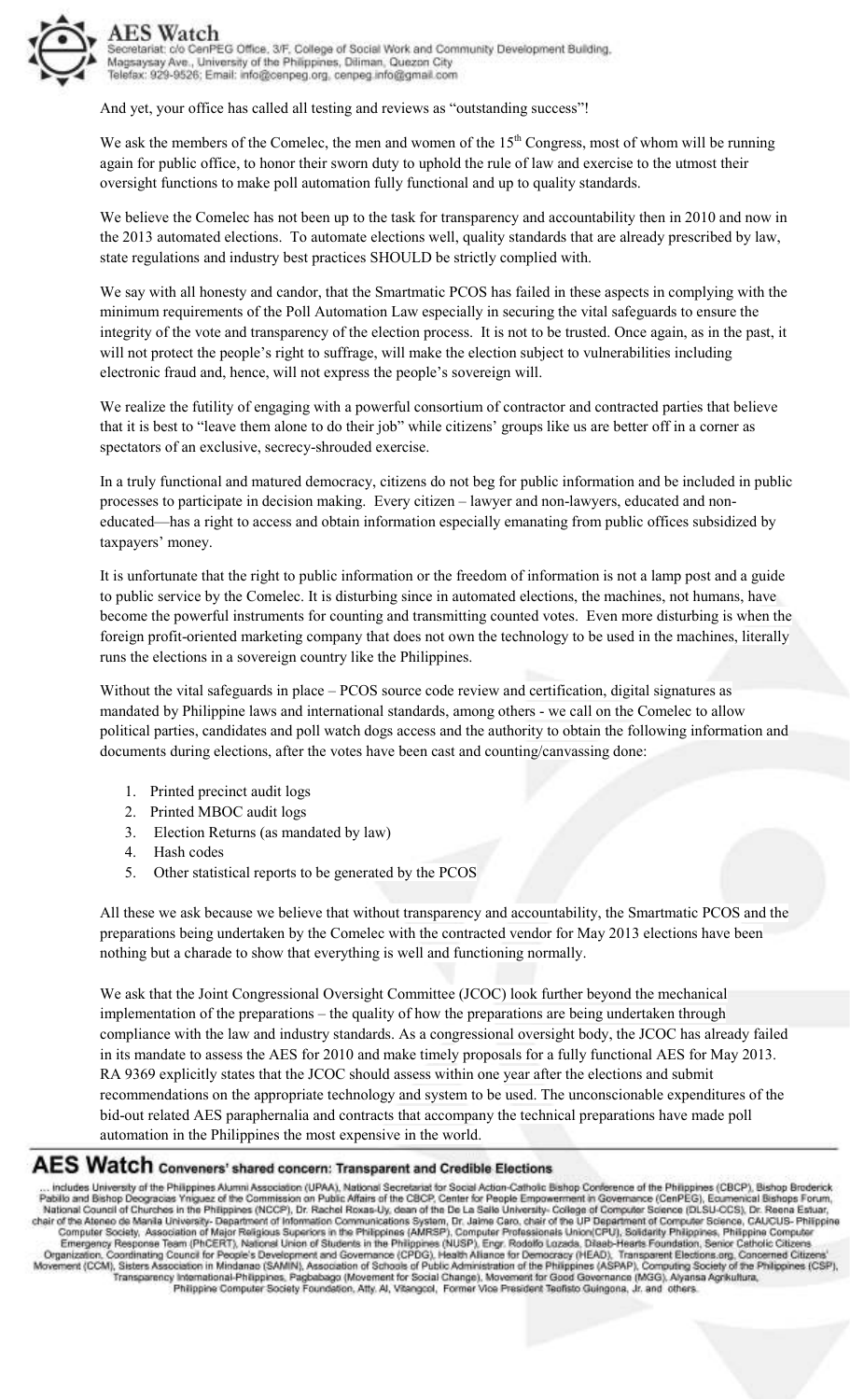And yet, your office has called all testing and reviews as "outstanding success"!

We ask the members of the Comelec, the men and women of the 15th Congress, most of whom will be running again for public office, to honor their sworn duty to uphold the rule of law and exercise to the utmost their oversight functions to make poll automation fully functional and up to quality standards.

We believe the Comelec has not been up to the task for transparency and accountability then in 2010 and now in the 2013 automated elections. To automate elections well, quality standards that are already prescribed by law, state regulations and industry best practices SHOULD be strictly complied with.

We say with all honesty and candor, that the Smartmatic PCOS has failed in these aspects in complying with the minimum requirements of the Poll Automation Law especially in securing the vital safeguards to ensure the integrity of the vote and transparency of the election process. It is not to be trusted. Once again, as in the past, it will not protect the people's right to suffrage, will make the election subject to vulnerabilities including electronic fraud and, hence, will not express the people's sovereign will.

We realize the futility of engaging with a powerful consortium of contractor and contracted parties that believe that it is best to "leave them alone to do their job" while citizens' groups like us are better off in a corner as spectators of an exclusive, secrecy-shrouded exercise.

In a truly functional and matured democracy, citizens do not beg for public information and be included in public processes to participate in decision making. Every citizen – lawyer and non-lawyers, educated and non-educated—has a right to access and obtain information especially emanating from public offices subsidized by taxpayers' money.

It is unfortunate that the right to public information or the freedom of information is not a lamp post and a guide to public service by the Comelec. It is disturbing since in automated elections, the machines, not humans, have become the powerful instruments for counting and transmitting counted votes. Even more disturbing is when the foreign profit-oriented marketing company that does not own the technology to be used in the machines, literally runs the elections in a sovereign country like the Philippines.

Without the vital safeguards in place – PCOS source code review and certification, digital signatures as mandated by Philippine laws and international standards, among others - we call on the Comelec to allow political parties, candidates and poll watch dogs access and the authority to obtain the following information and documents during elections, after the votes have been cast and counting/canvassing done:

1. Printed precinct audit logs
2. Printed MBOC audit logs
3. Election Returns (as mandated by law)
4. Hash codes
5. Other statistical reports to be generated by the PCOS

All these we ask because we believe that without transparency and accountability, the Smartmatic PCOS and the preparations being undertaken by the Comelec with the contracted vendor for May 2013 elections have been nothing but a charade to show that everything is well and functioning normally.

We ask that the Joint Congressional Oversight Committee (JCOC) look further beyond the mechanical implementation of the preparations – the quality of how the preparations are being undertaken through compliance with the law and industry standards. As a congressional oversight body, the JCOC has already failed in its mandate to assess the AES for 2010 and make timely proposals for a fully functional AES for May 2013. RA 9369 explicitly states that the JCOC should assess within one year after the elections and submit recommendations on the appropriate technology and system to be used. The unconscionable expenditures of the bid-out related AES paraphernalia and contracts that accompany the technical preparations have made poll automation in the Philippines the most expensive in the world.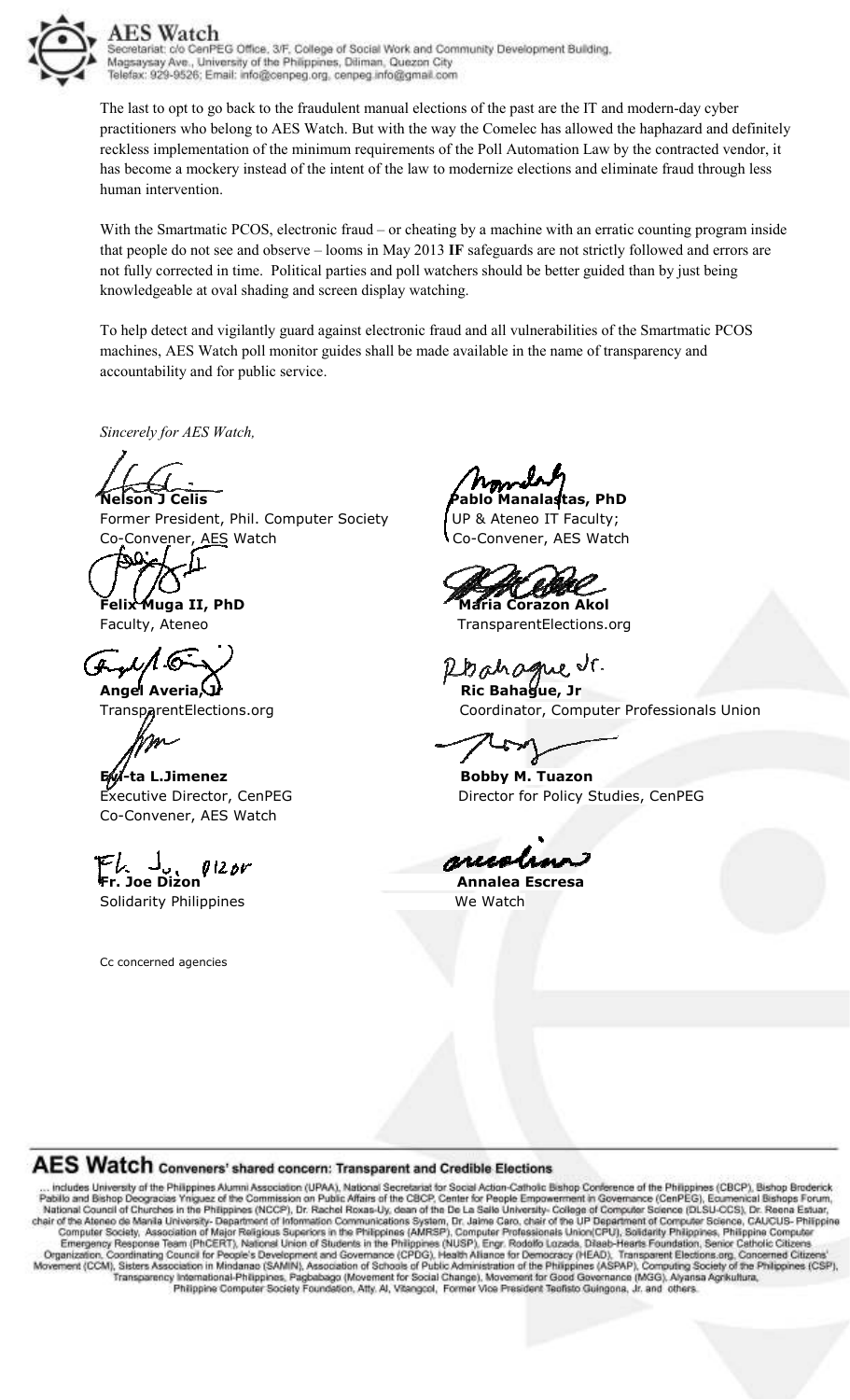The last to opt to go back to the fraudulent manual elections of the past are the IT and modern-day cyber practitioners who belong to AES Watch. But with the way the Comelec has allowed the haphazard and definitely reckless implementation of the minimum requirements of the Poll Automation Law by the contracted vendor, it has become a mockery instead of the intent of the law to modernize elections and eliminate fraud through less human intervention.

With the Smartmatic PCOS, electronic fraud – or cheating by a machine with an erratic counting program inside that people do not see and observe – looms in May 2013 **IF** safeguards are not strictly followed and errors are not fully corrected in time. Political parties and poll watchers should be better guided than by just being knowledgeable at oval shading and screen display watching.

To help detect and vigilantly guard against electronic fraud and all vulnerabilities of the Smartmatic PCOS machines, AES Watch poll monitor guides shall be made available in the name of transparency and accountability and for public service.

*Sincerely for AES Watch,*

**Nelson J Celis**
Former President, Phil. Computer Society
Co-Convener, AES Watch

**Pablo Manalastas, PhD**
UP & Ateneo IT Faculty;
Co-Convener, AES Watch

**Felix Muga II, PhD**
Faculty, Ateneo

**Maria Corazon Akol**
TransparentElections.org

**Angel Averia, Jr**
TransparentElections.org

**Ric Bahague, Jr**
Coordinator, Computer Professionals Union

**Evi-ta L.Jimenez**
Executive Director, CenPEG
Co-Convener, AES Watch

**Bobby M. Tuazon**
Director for Policy Studies, CenPEG

**Fr. Joe Dizon**
Solidarity Philippines

**Annalea Escresa**
We Watch

Cc concerned agencies

## AES Watch Conveners' shared concern: Transparent and Credible Elections

... includes University of the Philippines Alumni Association (UPAA), National Secretariat for Social Action-Catholic Bishop Conference of the Philippines (CBCP), Bishop Broderick Pabillo and Bishop Deogracias Yniguez of the Commission on Public Affairs of the CBCP, Center for People Empowerment in Governance (CenPEG), Ecumenical Bishops Forum, National Council of Churches in the Philippines (NCCP), Dr. Rachel Roxas-Uy, dean of the De La Salle University- College of Computer Science (DLSU-CCS), Dr. Reena Estuar, chair of the Ateneo de Manila University- Department of Information Communications System, Dr. Jaime Caro, chair of the UP Department of Computer Science, CAUCUS- Philippine Computer Society, Association of Major Religious Superiors in the Philippines (AMRSP), Computer Professionals Union(CPU), Solidarity Philippines, Philippine Computer Emergency Response Team (PhCERT), National Union of Students in the Philippines (NUSP), Engr. Rodolfo Lozada, Dilaab-Hearts Foundation, Senior Catholic Citizens Organization, Coordinating Council for People's Development and Governance (CPDG), Health Alliance for Democracy (HEAD), Transparent Elections.org, Concerned Citizens' Movement (CCM), Sisters Association in Mindanao (SAMIN), Association of Schools of Public Administration of the Philippines (ASPAP), Computing Society of the Philippines (CSP), Transparency International-Philippines, Pagbabago (Movement for Social Change), Movement for Good Governance (MGG), Alyansa Agrikultura, Philippine Computer Society Foundation, Atty. Al, Vitangcol, Former Vice President Teofisto Guingona, Jr. and others.